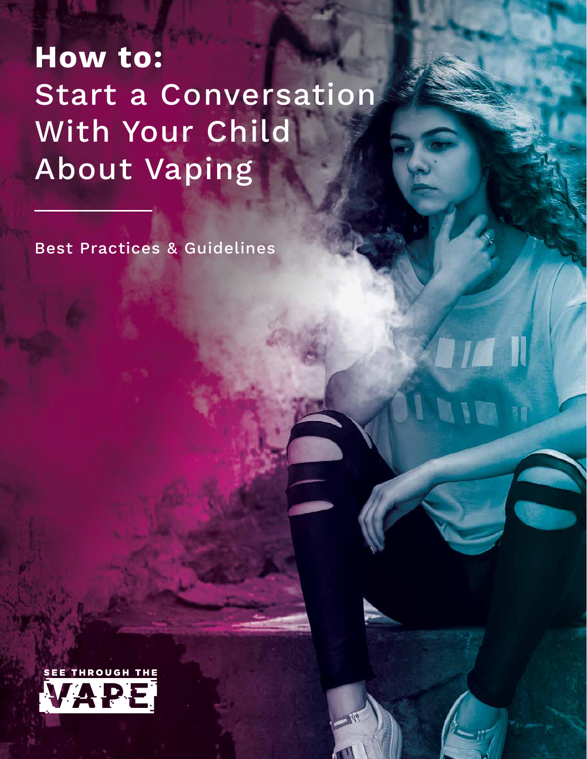# How to: Start a Conversation With Your Child About Vaping

Best Practices & Guidelines

SEE THROUGH THE VAPE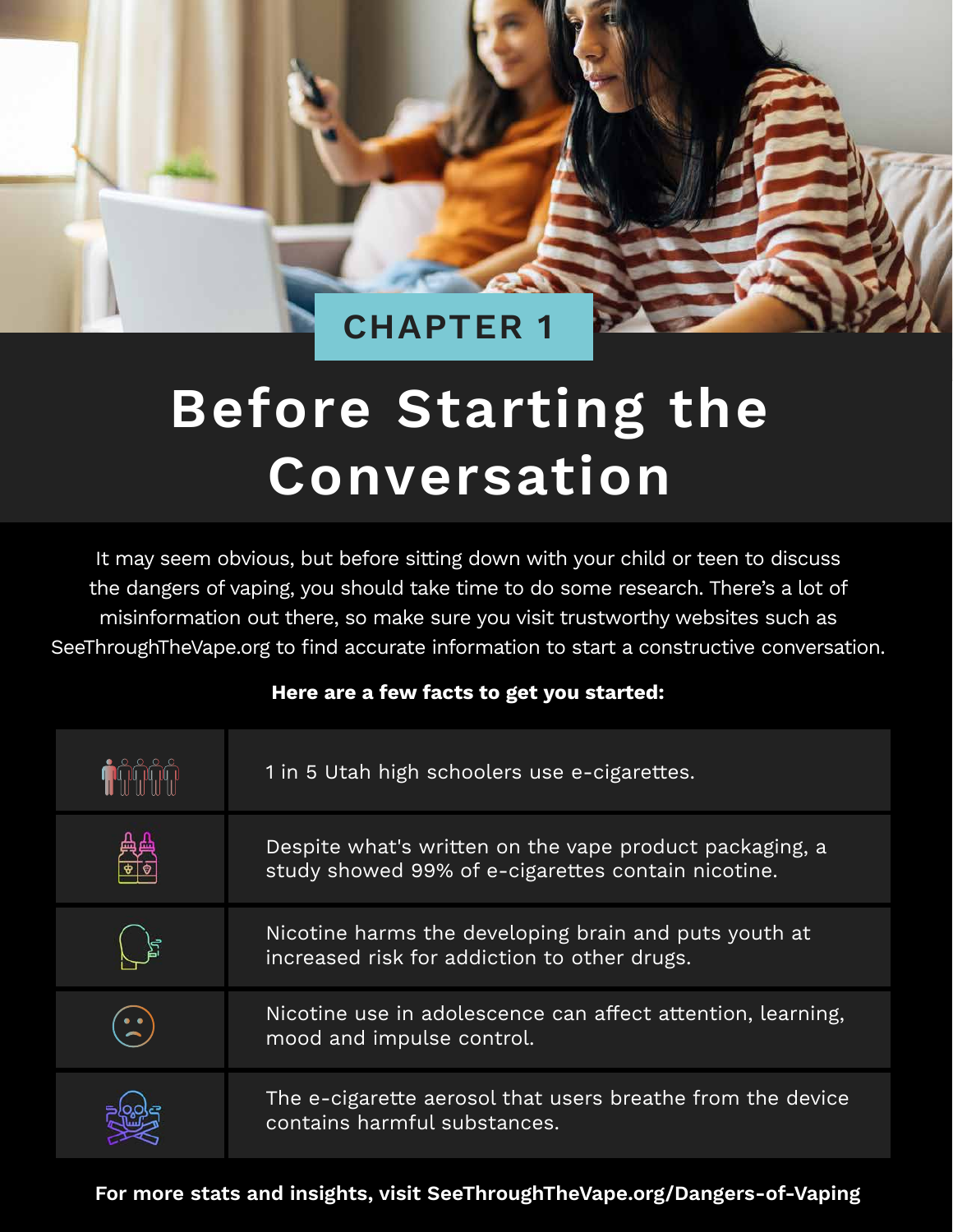## CHAPTER 1

# Before Starting the Conversation

It may seem obvious, but before sitting down with your child or teen to discuss the dangers of vaping, you should take time to do some research. There's a lot of misinformation out there, so make sure you visit trustworthy websites such as SeeThroughTheVape.org to find accurate information to start a constructive conversation.

**Here are a few facts to get you started:**

- 1 in 5 Utah high schoolers use e-cigarettes.
- Despite what's written on the vape product packaging, a study showed 99% of e-cigarettes contain nicotine.
- Nicotine harms the developing brain and puts youth at increased risk for addiction to other drugs.
- Nicotine use in adolescence can affect attention, learning, mood and impulse control.
- The e-cigarette aerosol that users breathe from the device contains harmful substances.

**For more stats and insights, visit SeeThroughTheVape.org/Dangers-of-Vaping**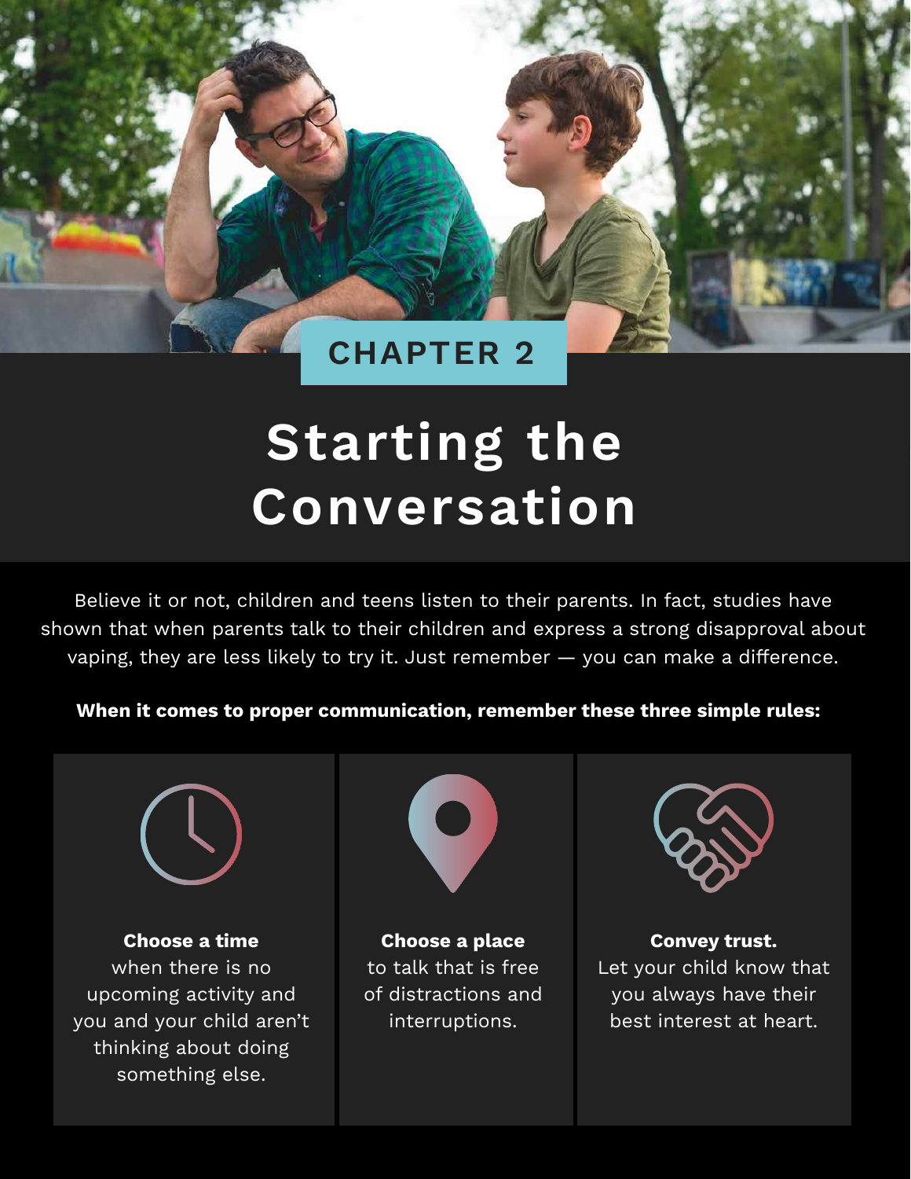CHAPTER 2

# Starting the Conversation

Believe it or not, children and teens listen to their parents. In fact, studies have shown that when parents talk to their children and express a strong disapproval about vaping, they are less likely to try it. Just remember — you can make a difference.

**When it comes to proper communication, remember these three simple rules:**

**Choose a time** when there is no upcoming activity and you and your child aren't thinking about doing something else.

**Choose a place** to talk that is free of distractions and interruptions.

**Convey trust.** Let your child know that you always have their best interest at heart.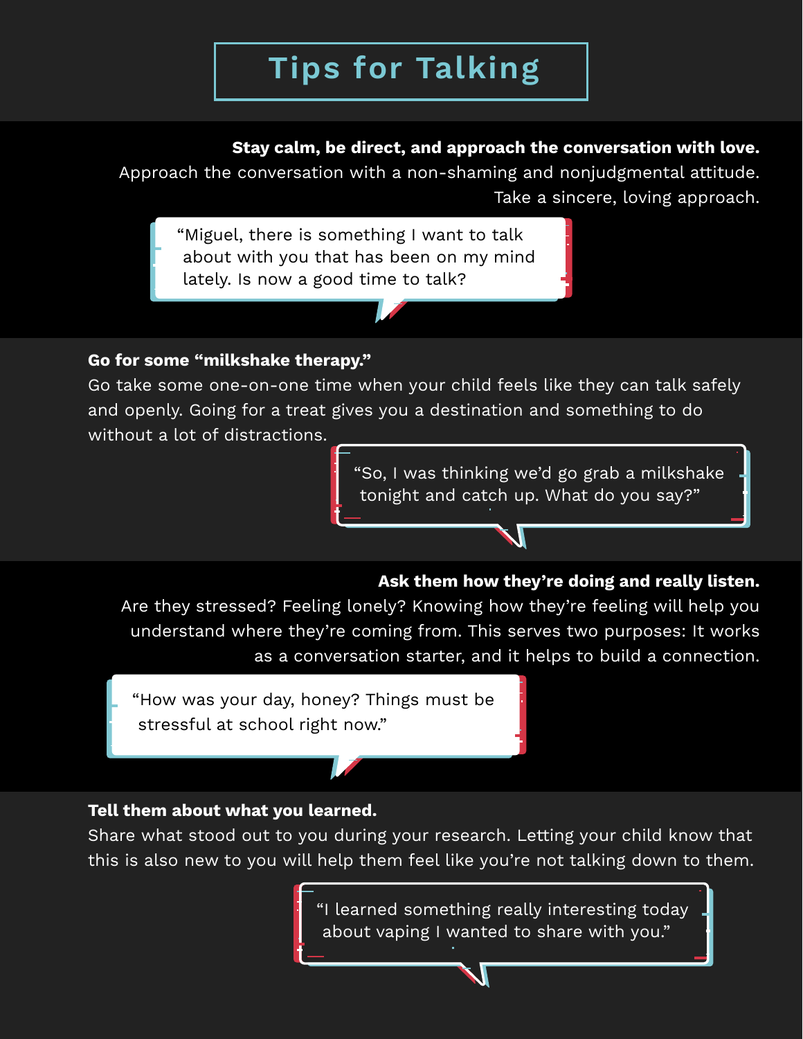# Tips for Talking

**Stay calm, be direct, and approach the conversation with love.**

Approach the conversation with a non-shaming and nonjudgmental attitude. Take a sincere, loving approach.

> "Miguel, there is something I want to talk about with you that has been on my mind lately. Is now a good time to talk?

**Go for some "milkshake therapy."**

Go take some one-on-one time when your child feels like they can talk safely and openly. Going for a treat gives you a destination and something to do without a lot of distractions.

> "So, I was thinking we'd go grab a milkshake tonight and catch up. What do you say?"

**Ask them how they're doing and really listen.**

Are they stressed? Feeling lonely? Knowing how they're feeling will help you understand where they're coming from. This serves two purposes: It works as a conversation starter, and it helps to build a connection.

> "How was your day, honey? Things must be stressful at school right now."

**Tell them about what you learned.**

Share what stood out to you during your research. Letting your child know that this is also new to you will help them feel like you're not talking down to them.

> "I learned something really interesting today about vaping I wanted to share with you."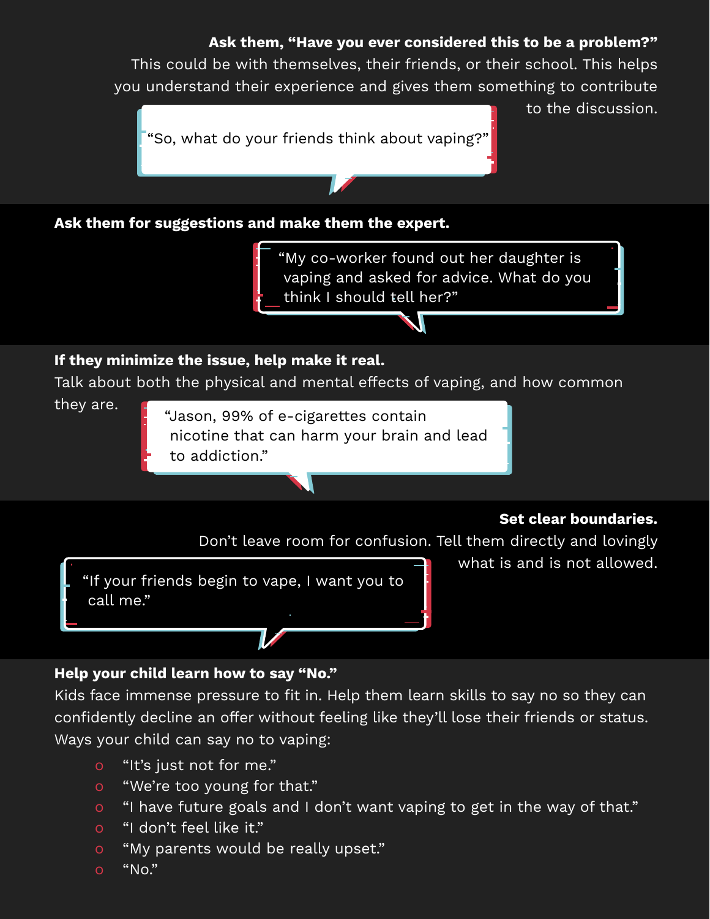**Ask them, "Have you ever considered this to be a problem?"**
This could be with themselves, their friends, or their school. This helps you understand their experience and gives them something to contribute to the discussion.

"So, what do your friends think about vaping?"

**Ask them for suggestions and make them the expert.**

"My co-worker found out her daughter is vaping and asked for advice. What do you think I should tell her?"

**If they minimize the issue, help make it real.**
Talk about both the physical and mental effects of vaping, and how common they are.

"Jason, 99% of e-cigarettes contain nicotine that can harm your brain and lead to addiction."

**Set clear boundaries.**
Don't leave room for confusion. Tell them directly and lovingly what is and is not allowed.

"If your friends begin to vape, I want you to call me."

**Help your child learn how to say "No."**
Kids face immense pressure to fit in. Help them learn skills to say no so they can confidently decline an offer without feeling like they'll lose their friends or status. Ways your child can say no to vaping:

- "It's just not for me."
- "We're too young for that."
- "I have future goals and I don't want vaping to get in the way of that."
- "I don't feel like it."
- "My parents would be really upset."
- "No."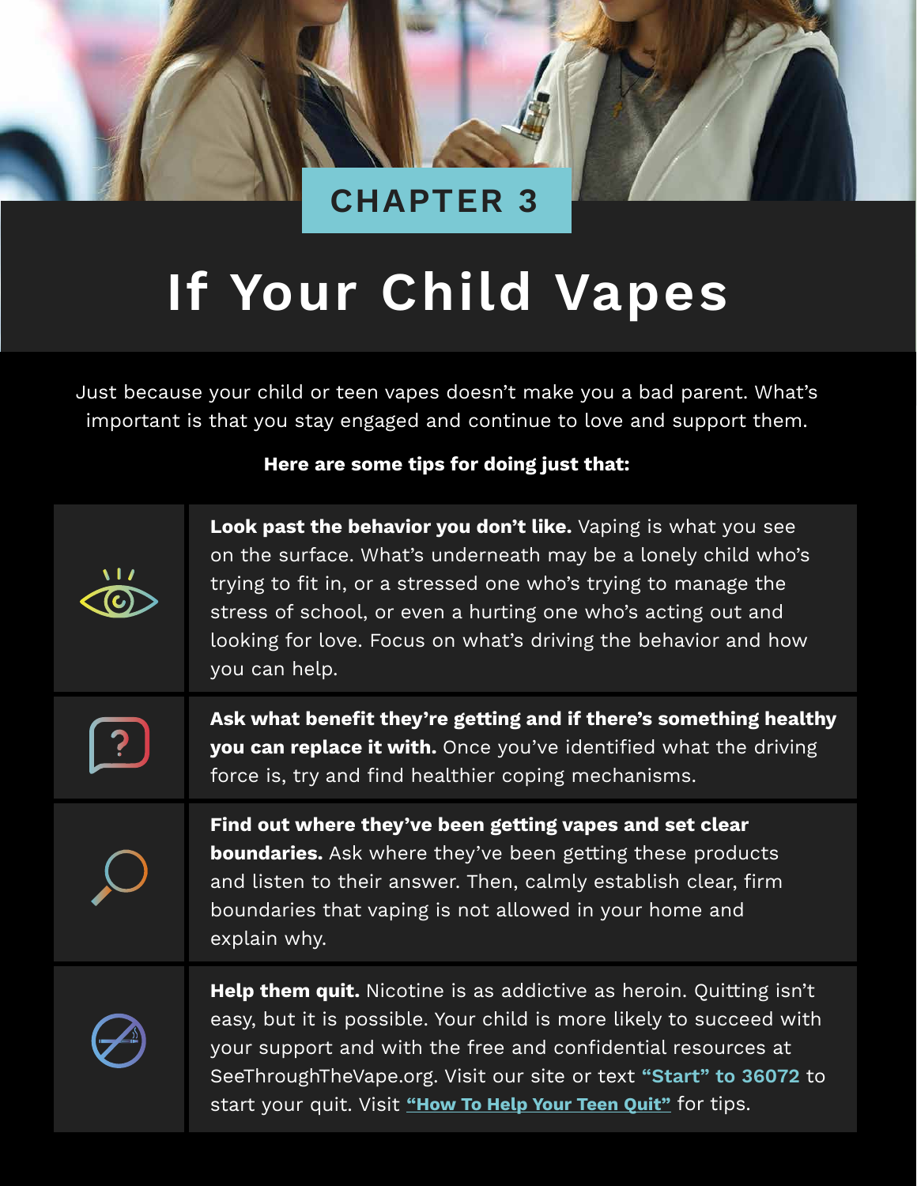CHAPTER 3

# If Your Child Vapes

Just because your child or teen vapes doesn't make you a bad parent. What's important is that you stay engaged and continue to love and support them.

**Here are some tips for doing just that:**

**Look past the behavior you don't like.** Vaping is what you see on the surface. What's underneath may be a lonely child who's trying to fit in, or a stressed one who's trying to manage the stress of school, or even a hurting one who's acting out and looking for love. Focus on what's driving the behavior and how you can help.

**Ask what benefit they're getting and if there's something healthy you can replace it with.** Once you've identified what the driving force is, try and find healthier coping mechanisms.

**Find out where they've been getting vapes and set clear boundaries.** Ask where they've been getting these products and listen to their answer. Then, calmly establish clear, firm boundaries that vaping is not allowed in your home and explain why.

**Help them quit.** Nicotine is as addictive as heroin. Quitting isn't easy, but it is possible. Your child is more likely to succeed with your support and with the free and confidential resources at SeeThroughTheVape.org. Visit our site or text **"Start" to 36072** to start your quit. Visit **"How To Help Your Teen Quit"** for tips.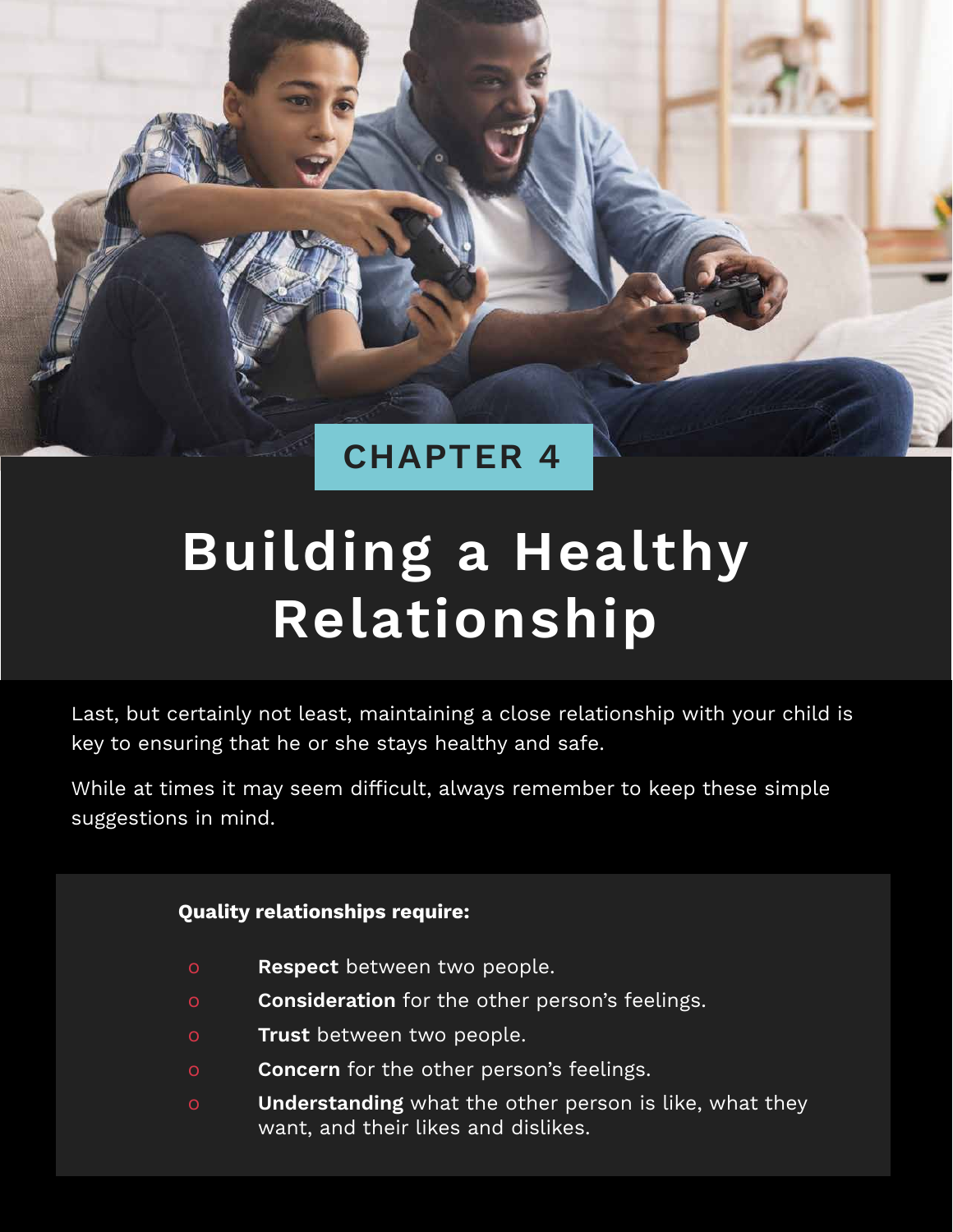CHAPTER 4

# Building a Healthy Relationship

Last, but certainly not least, maintaining a close relationship with your child is key to ensuring that he or she stays healthy and safe.

While at times it may seem difficult, always remember to keep these simple suggestions in mind.

**Quality relationships require:**

- **Respect** between two people.
- **Consideration** for the other person's feelings.
- **Trust** between two people.
- **Concern** for the other person's feelings.
- **Understanding** what the other person is like, what they want, and their likes and dislikes.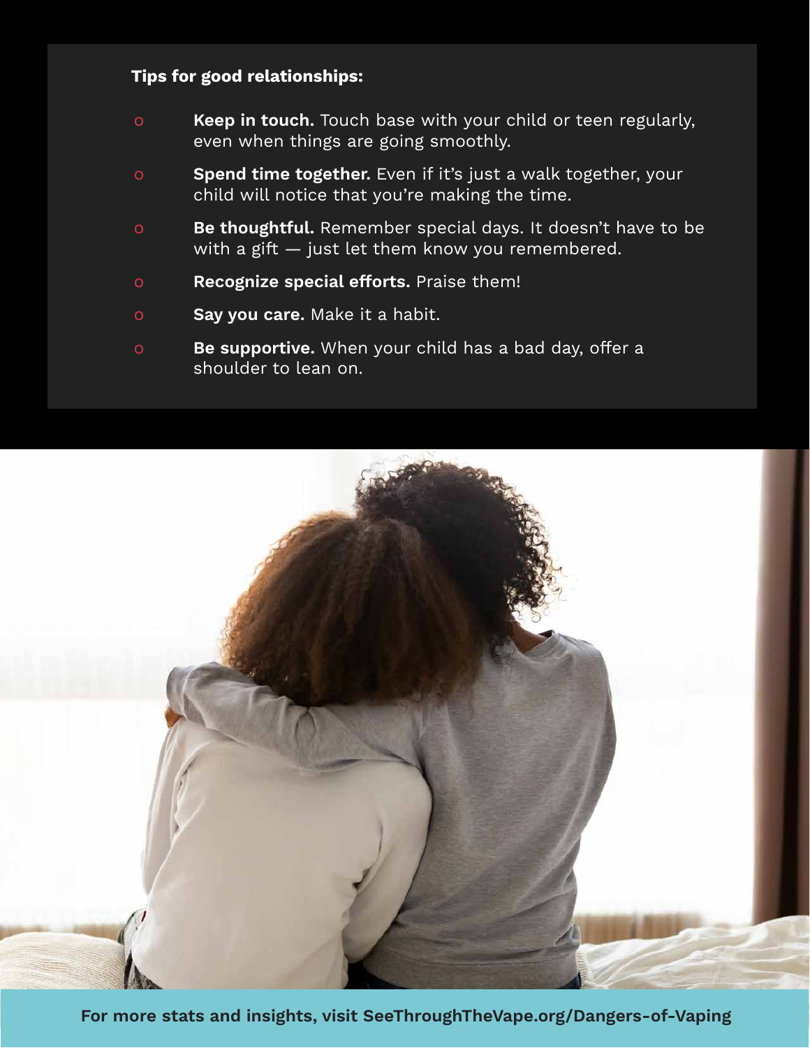**Tips for good relationships:**

- **Keep in touch.** Touch base with your child or teen regularly, even when things are going smoothly.
- **Spend time together.** Even if it's just a walk together, your child will notice that you're making the time.
- **Be thoughtful.** Remember special days. It doesn't have to be with a gift — just let them know you remembered.
- **Recognize special efforts.** Praise them!
- **Say you care.** Make it a habit.
- **Be supportive.** When your child has a bad day, offer a shoulder to lean on.

**For more stats and insights, visit SeeThroughTheVape.org/Dangers-of-Vaping**